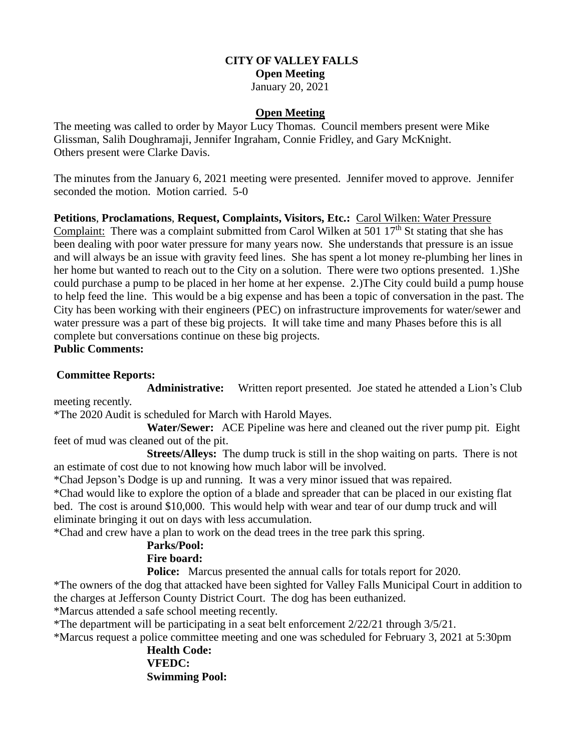**CITY OF VALLEY FALLS**
**Open Meeting**
January 20, 2021

## Open Meeting

The meeting was called to order by Mayor Lucy Thomas. Council members present were Mike Glissman, Salih Doughramaji, Jennifer Ingraham, Connie Fridley, and Gary McKnight. Others present were Clarke Davis.

The minutes from the January 6, 2021 meeting were presented. Jennifer moved to approve. Jennifer seconded the motion. Motion carried. 5-0

**Petitions**, **Proclamations**, **Request, Complaints, Visitors, Etc.:** Carol Wilken: Water Pressure Complaint: There was a complaint submitted from Carol Wilken at 501 17th St stating that she has been dealing with poor water pressure for many years now. She understands that pressure is an issue and will always be an issue with gravity feed lines. She has spent a lot money re-plumbing her lines in her home but wanted to reach out to the City on a solution. There were two options presented. 1.)She could purchase a pump to be placed in her home at her expense. 2.)The City could build a pump house to help feed the line. This would be a big expense and has been a topic of conversation in the past. The City has been working with their engineers (PEC) on infrastructure improvements for water/sewer and water pressure was a part of these big projects. It will take time and many Phases before this is all complete but conversations continue on these big projects.

**Public Comments:**

**Committee Reports:**

**Administrative:** Written report presented. Joe stated he attended a Lion's Club meeting recently.

*The 2020 Audit is scheduled for March with Harold Mayes.

**Water/Sewer:** ACE Pipeline was here and cleaned out the river pump pit. Eight feet of mud was cleaned out of the pit.

**Streets/Alleys:** The dump truck is still in the shop waiting on parts. There is not an estimate of cost due to not knowing how much labor will be involved.

*Chad Jepson's Dodge is up and running. It was a very minor issued that was repaired.

*Chad would like to explore the option of a blade and spreader that can be placed in our existing flat bed. The cost is around $10,000. This would help with wear and tear of our dump truck and will eliminate bringing it out on days with less accumulation.

*Chad and crew have a plan to work on the dead trees in the tree park this spring.

**Parks/Pool:**

**Fire board:**

**Police:** Marcus presented the annual calls for totals report for 2020.

*The owners of the dog that attacked have been sighted for Valley Falls Municipal Court in addition to the charges at Jefferson County District Court. The dog has been euthanized.

*Marcus attended a safe school meeting recently.

*The department will be participating in a seat belt enforcement 2/22/21 through 3/5/21.

*Marcus request a police committee meeting and one was scheduled for February 3, 2021 at 5:30pm

**Health Code:**

**VFEDC:**

**Swimming Pool:**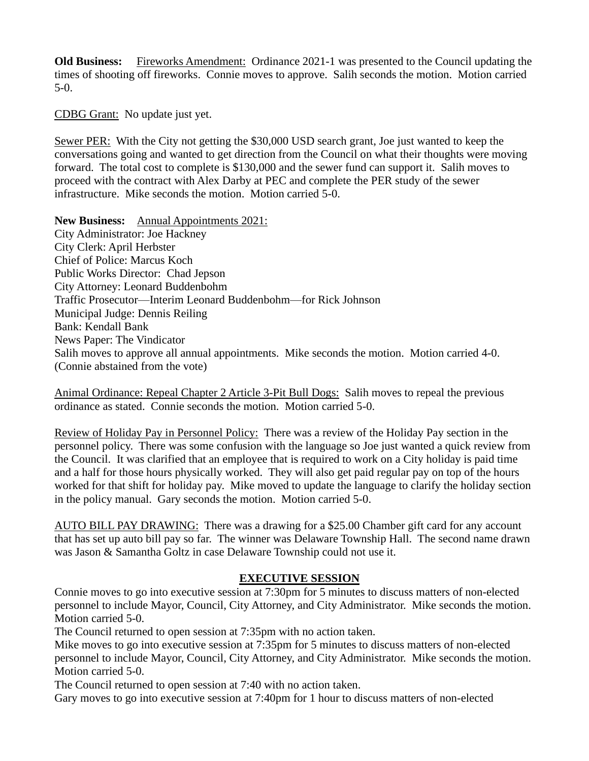**Old Business:** Fireworks Amendment: Ordinance 2021-1 was presented to the Council updating the times of shooting off fireworks. Connie moves to approve. Salih seconds the motion. Motion carried 5-0.

CDBG Grant: No update just yet.

Sewer PER: With the City not getting the $30,000 USD search grant, Joe just wanted to keep the conversations going and wanted to get direction from the Council on what their thoughts were moving forward. The total cost to complete is $130,000 and the sewer fund can support it. Salih moves to proceed with the contract with Alex Darby at PEC and complete the PER study of the sewer infrastructure. Mike seconds the motion. Motion carried 5-0.

**New Business:** Annual Appointments 2021:
City Administrator: Joe Hackney
City Clerk: April Herbster
Chief of Police: Marcus Koch
Public Works Director: Chad Jepson
City Attorney: Leonard Buddenbohm
Traffic Prosecutor—Interim Leonard Buddenbohm—for Rick Johnson
Municipal Judge: Dennis Reiling
Bank: Kendall Bank
News Paper: The Vindicator
Salih moves to approve all annual appointments. Mike seconds the motion. Motion carried 4-0. (Connie abstained from the vote)

Animal Ordinance: Repeal Chapter 2 Article 3-Pit Bull Dogs: Salih moves to repeal the previous ordinance as stated. Connie seconds the motion. Motion carried 5-0.

Review of Holiday Pay in Personnel Policy: There was a review of the Holiday Pay section in the personnel policy. There was some confusion with the language so Joe just wanted a quick review from the Council. It was clarified that an employee that is required to work on a City holiday is paid time and a half for those hours physically worked. They will also get paid regular pay on top of the hours worked for that shift for holiday pay. Mike moved to update the language to clarify the holiday section in the policy manual. Gary seconds the motion. Motion carried 5-0.

AUTO BILL PAY DRAWING: There was a drawing for a $25.00 Chamber gift card for any account that has set up auto bill pay so far. The winner was Delaware Township Hall. The second name drawn was Jason & Samantha Goltz in case Delaware Township could not use it.

## EXECUTIVE SESSION

Connie moves to go into executive session at 7:30pm for 5 minutes to discuss matters of non-elected personnel to include Mayor, Council, City Attorney, and City Administrator. Mike seconds the motion. Motion carried 5-0.
The Council returned to open session at 7:35pm with no action taken.
Mike moves to go into executive session at 7:35pm for 5 minutes to discuss matters of non-elected personnel to include Mayor, Council, City Attorney, and City Administrator. Mike seconds the motion. Motion carried 5-0.
The Council returned to open session at 7:40 with no action taken.
Gary moves to go into executive session at 7:40pm for 1 hour to discuss matters of non-elected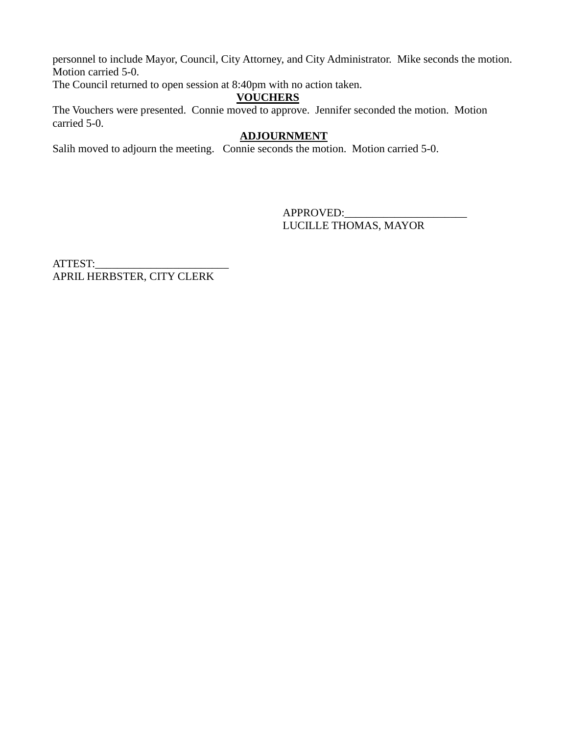personnel to include Mayor, Council, City Attorney, and City Administrator. Mike seconds the motion. Motion carried 5-0.

The Council returned to open session at 8:40pm with no action taken.

**VOUCHERS**

The Vouchers were presented. Connie moved to approve. Jennifer seconded the motion. Motion carried 5-0.

**ADJOURNMENT**

Salih moved to adjourn the meeting. Connie seconds the motion. Motion carried 5-0.

APPROVED:______________________
LUCILLE THOMAS, MAYOR

ATTEST:________________________
APRIL HERBSTER, CITY CLERK